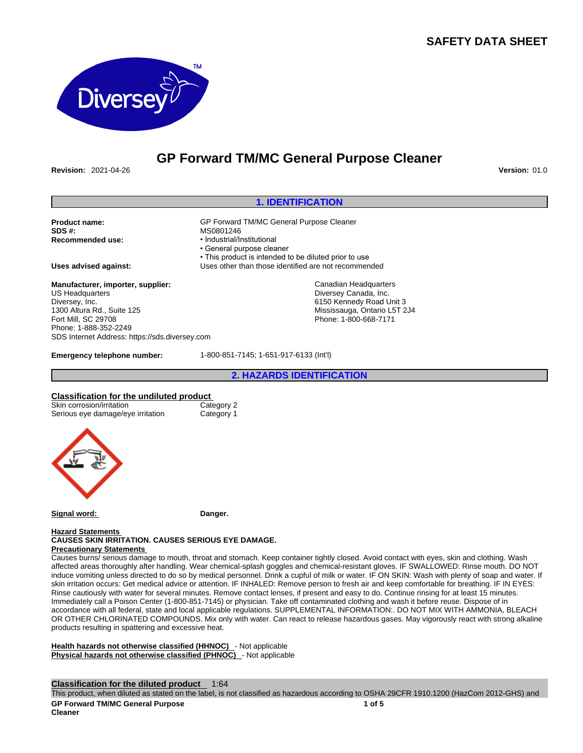# SAFETY DATA SHEET

## GP Forward TM/MC General Purpose Cleaner

**Revision:** 2021-04-26 **Version:** 01.0

## 1. IDENTIFICATION

**Product name:** GP Forward TM/MC General Purpose Cleaner
**SDS #:** MS0801246
**Recommended use:**
- Industrial/Institutional
- General purpose cleaner
- This product is intended to be diluted prior to use

**Uses advised against:** Uses other than those identified are not recommended

**Manufacturer, importer, supplier:**
US Headquarters
Diversey, Inc.
1300 Altura Rd., Suite 125
Fort Mill, SC 29708
Phone: 1-888-352-2249
SDS Internet Address: https://sds.diversey.com

Canadian Headquarters
Diversey Canada, Inc.
6150 Kennedy Road Unit 3
Mississauga, Ontario L5T 2J4
Phone: 1-800-668-7171

**Emergency telephone number:** 1-800-851-7145; 1-651-917-6133 (Int'l)

## 2. HAZARDS IDENTIFICATION

**Classification for the undiluted product**

| | |
|---|---|
| Skin corrosion/irritation | Category 2 |
| Serious eye damage/eye irritation | Category 1 |

**Signal word:** **Danger.**

**Hazard Statements**
**CAUSES SKIN IRRITATION. CAUSES SERIOUS EYE DAMAGE.**

**Precautionary Statements**
Causes burns/ serious damage to mouth, throat and stomach. Keep container tightly closed. Avoid contact with eyes, skin and clothing. Wash affected areas thoroughly after handling. Wear chemical-splash goggles and chemical-resistant gloves. IF SWALLOWED: Rinse mouth. DO NOT induce vomiting unless directed to do so by medical personnel. Drink a cupful of milk or water. IF ON SKIN: Wash with plenty of soap and water. If skin irritation occurs: Get medical advice or attention. IF INHALED: Remove person to fresh air and keep comfortable for breathing. IF IN EYES: Rinse cautiously with water for several minutes. Remove contact lenses, if present and easy to do. Continue rinsing for at least 15 minutes. Immediately call a Poison Center (1-800-851-7145) or physician. Take off contaminated clothing and wash it before reuse. Dispose of in accordance with all federal, state and local applicable regulations. SUPPLEMENTAL INFORMATION:. DO NOT MIX WITH AMMONIA, BLEACH OR OTHER CHLORINATED COMPOUNDS. Mix only with water. Can react to release hazardous gases. May vigorously react with strong alkaline products resulting in spattering and excessive heat.

**Health hazards not otherwise classified (HHNOC)** - Not applicable
**Physical hazards not otherwise classified (PHNOC)** - Not applicable

**Classification for the diluted product** 1:64
This product, when diluted as stated on the label, is not classified as hazardous according to OSHA 29CFR 1910.1200 (HazCom 2012-GHS) and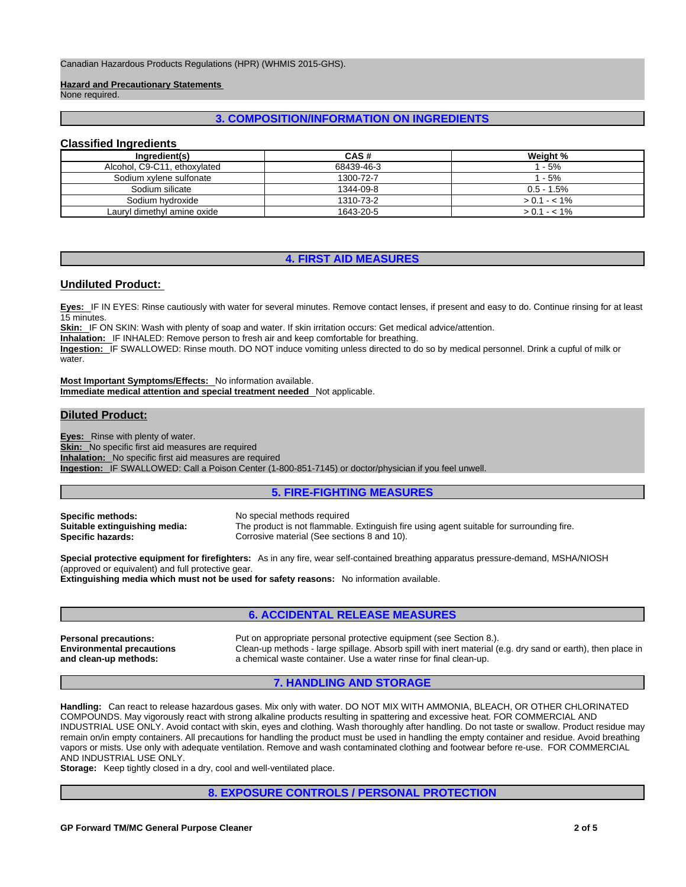Canadian Hazardous Products Regulations (HPR) (WHMIS 2015-GHS).

**Hazard and Precautionary Statements**
None required.

## 3. COMPOSITION/INFORMATION ON INGREDIENTS

### Classified Ingredients

| Ingredient(s) | CAS # | Weight % |
|---|---|---|
| Alcohol, C9-C11, ethoxylated | 68439-46-3 | 1 - 5% |
| Sodium xylene sulfonate | 1300-72-7 | 1 - 5% |
| Sodium silicate | 1344-09-8 | 0.5 - 1.5% |
| Sodium hydroxide | 1310-73-2 | > 0.1 - < 1% |
| Lauryl dimethyl amine oxide | 1643-20-5 | > 0.1 - < 1% |

## 4. FIRST AID MEASURES

### Undiluted Product:

**Eyes:** IF IN EYES: Rinse cautiously with water for several minutes. Remove contact lenses, if present and easy to do. Continue rinsing for at least 15 minutes.
**Skin:** IF ON SKIN: Wash with plenty of soap and water. If skin irritation occurs: Get medical advice/attention.
**Inhalation:** IF INHALED: Remove person to fresh air and keep comfortable for breathing.
**Ingestion:** IF SWALLOWED: Rinse mouth. DO NOT induce vomiting unless directed to do so by medical personnel. Drink a cupful of milk or water.

**Most Important Symptoms/Effects:** No information available.
**Immediate medical attention and special treatment needed** Not applicable.

### Diluted Product:

**Eyes:** Rinse with plenty of water.
**Skin:** No specific first aid measures are required
**Inhalation:** No specific first aid measures are required
**Ingestion:** IF SWALLOWED: Call a Poison Center (1-800-851-7145) or doctor/physician if you feel unwell.

## 5. FIRE-FIGHTING MEASURES

**Specific methods:** No special methods required
**Suitable extinguishing media:** The product is not flammable. Extinguish fire using agent suitable for surrounding fire.
**Specific hazards:** Corrosive material (See sections 8 and 10).

**Special protective equipment for firefighters:** As in any fire, wear self-contained breathing apparatus pressure-demand, MSHA/NIOSH (approved or equivalent) and full protective gear.
**Extinguishing media which must not be used for safety reasons:** No information available.

## 6. ACCIDENTAL RELEASE MEASURES

**Personal precautions:** Put on appropriate personal protective equipment (see Section 8.).
**Environmental precautions and clean-up methods:** Clean-up methods - large spillage. Absorb spill with inert material (e.g. dry sand or earth), then place in a chemical waste container. Use a water rinse for final clean-up.

## 7. HANDLING AND STORAGE

**Handling:** Can react to release hazardous gases. Mix only with water. DO NOT MIX WITH AMMONIA, BLEACH, OR OTHER CHLORINATED COMPOUNDS. May vigorously react with strong alkaline products resulting in spattering and excessive heat. FOR COMMERCIAL AND INDUSTRIAL USE ONLY. Avoid contact with skin, eyes and clothing. Wash thoroughly after handling. Do not taste or swallow. Product residue may remain on/in empty containers. All precautions for handling the product must be used in handling the empty container and residue. Avoid breathing vapors or mists. Use only with adequate ventilation. Remove and wash contaminated clothing and footwear before re-use. FOR COMMERCIAL AND INDUSTRIAL USE ONLY.
**Storage:** Keep tightly closed in a dry, cool and well-ventilated place.

## 8. EXPOSURE CONTROLS / PERSONAL PROTECTION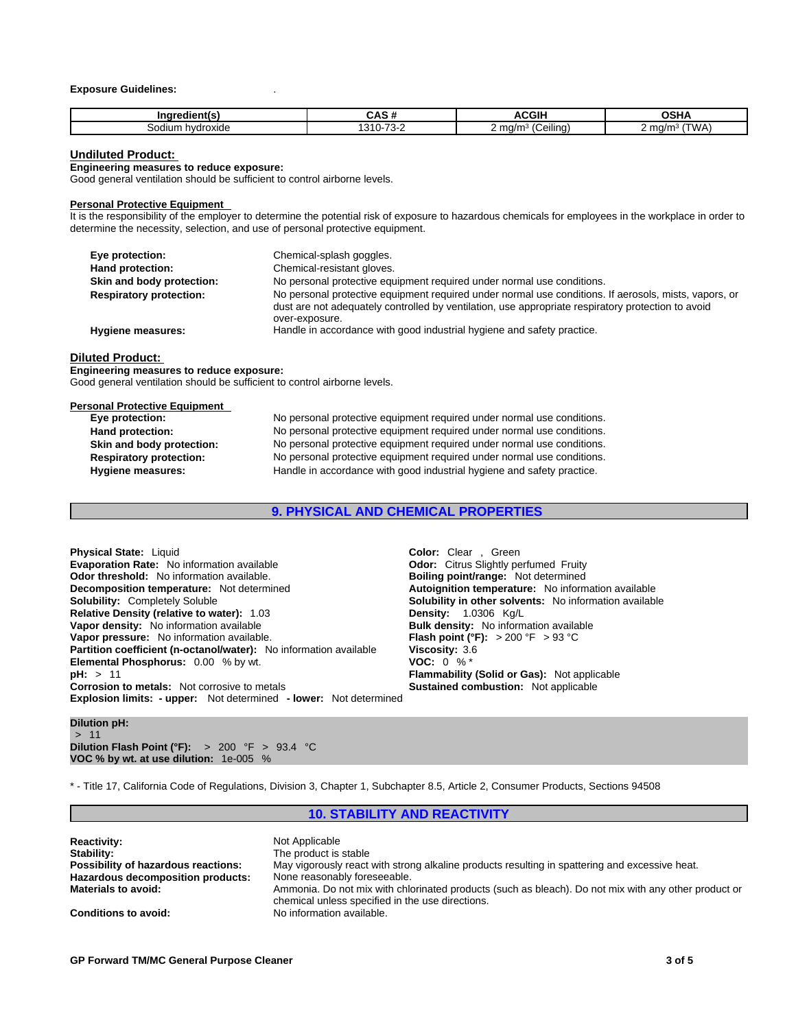**Exposure Guidelines:** .

| Ingredient(s) | CAS # | ACGIH | OSHA |
|---|---|---|---|
| Sodium hydroxide | 1310-73-2 | 2 mg/m³ (Ceiling) | 2 mg/m³ (TWA) |

## Undiluted Product:

**Engineering measures to reduce exposure:**
Good general ventilation should be sufficient to control airborne levels.

**Personal Protective Equipment**

It is the responsibility of the employer to determine the potential risk of exposure to hazardous chemicals for employees in the workplace in order to determine the necessity, selection, and use of personal protective equipment.

**Eye protection:** Chemical-splash goggles.
**Hand protection:** Chemical-resistant gloves.
**Skin and body protection:** No personal protective equipment required under normal use conditions.
**Respiratory protection:** No personal protective equipment required under normal use conditions. If aerosols, mists, vapors, or dust are not adequately controlled by ventilation, use appropriate respiratory protection to avoid over-exposure.
**Hygiene measures:** Handle in accordance with good industrial hygiene and safety practice.

## Diluted Product:

**Engineering measures to reduce exposure:**
Good general ventilation should be sufficient to control airborne levels.

**Personal Protective Equipment**

**Eye protection:** No personal protective equipment required under normal use conditions.
**Hand protection:** No personal protective equipment required under normal use conditions.
**Skin and body protection:** No personal protective equipment required under normal use conditions.
**Respiratory protection:** No personal protective equipment required under normal use conditions.
**Hygiene measures:** Handle in accordance with good industrial hygiene and safety practice.

## 9. PHYSICAL AND CHEMICAL PROPERTIES

**Physical State:** Liquid
**Evaporation Rate:** No information available
**Odor threshold:** No information available.
**Decomposition temperature:** Not determined
**Solubility:** Completely Soluble
**Relative Density (relative to water):** 1.03
**Vapor density:** No information available
**Vapor pressure:** No information available.
**Partition coefficient (n-octanol/water):** No information available
**Elemental Phosphorus:** 0.00 % by wt.
**pH:** > 11
**Corrosion to metals:** Not corrosive to metals
**Explosion limits: - upper:** Not determined **- lower:** Not determined

**Color:** Clear , Green
**Odor:** Citrus Slightly perfumed Fruity
**Boiling point/range:** Not determined
**Autoignition temperature:** No information available
**Solubility in other solvents:** No information available
**Density:** 1.0306 Kg/L
**Bulk density:** No information available
**Flash point (°F):** > 200 °F > 93 °C
**Viscosity:** 3.6
**VOC:** 0 % *
**Flammability (Solid or Gas):** Not applicable
**Sustained combustion:** Not applicable

**Dilution pH:**
> 11
**Dilution Flash Point (°F):** > 200 °F > 93.4 °C
**VOC % by wt. at use dilution:** 1e-005 %

* - Title 17, California Code of Regulations, Division 3, Chapter 1, Subchapter 8.5, Article 2, Consumer Products, Sections 94508

## 10. STABILITY AND REACTIVITY

**Reactivity:** Not Applicable
**Stability:** The product is stable
**Possibility of hazardous reactions:** May vigorously react with strong alkaline products resulting in spattering and excessive heat.
**Hazardous decomposition products:** None reasonably foreseeable.
**Materials to avoid:** Ammonia. Do not mix with chlorinated products (such as bleach). Do not mix with any other product or chemical unless specified in the use directions.
**Conditions to avoid:** No information available.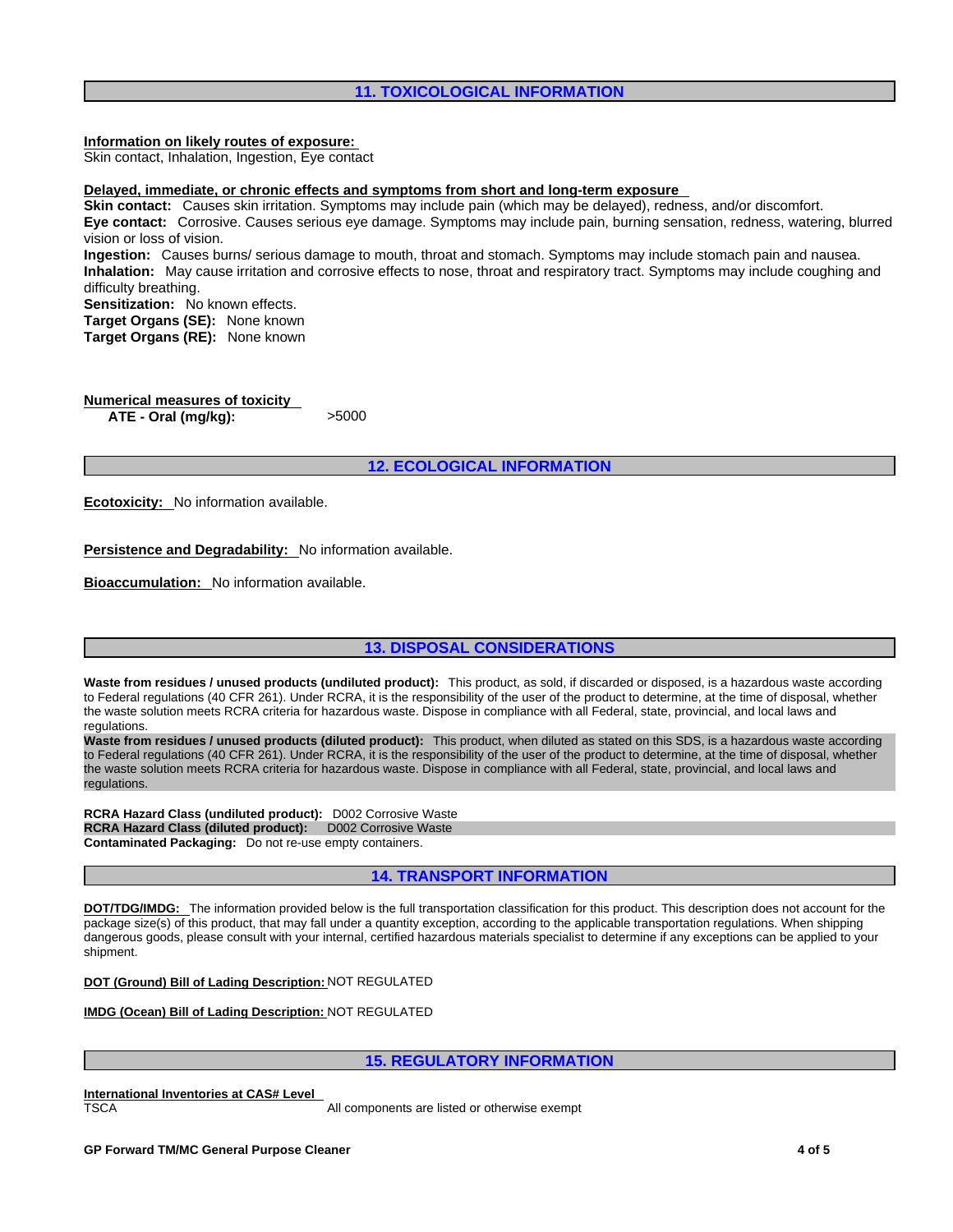## 11. TOXICOLOGICAL INFORMATION

**Information on likely routes of exposure:**
Skin contact, Inhalation, Ingestion, Eye contact

**Delayed, immediate, or chronic effects and symptoms from short and long-term exposure**
**Skin contact:** Causes skin irritation. Symptoms may include pain (which may be delayed), redness, and/or discomfort.
**Eye contact:** Corrosive. Causes serious eye damage. Symptoms may include pain, burning sensation, redness, watering, blurred vision or loss of vision.
**Ingestion:** Causes burns/ serious damage to mouth, throat and stomach. Symptoms may include stomach pain and nausea.
**Inhalation:** May cause irritation and corrosive effects to nose, throat and respiratory tract. Symptoms may include coughing and difficulty breathing.
**Sensitization:** No known effects.
**Target Organs (SE):** None known
**Target Organs (RE):** None known

**Numerical measures of toxicity**

**ATE - Oral (mg/kg):** >5000

## 12. ECOLOGICAL INFORMATION

**Ecotoxicity:** No information available.

**Persistence and Degradability:** No information available.

**Bioaccumulation:** No information available.

## 13. DISPOSAL CONSIDERATIONS

**Waste from residues / unused products (undiluted product):** This product, as sold, if discarded or disposed, is a hazardous waste according to Federal regulations (40 CFR 261). Under RCRA, it is the responsibility of the user of the product to determine, at the time of disposal, whether the waste solution meets RCRA criteria for hazardous waste. Dispose in compliance with all Federal, state, provincial, and local laws and regulations.
**Waste from residues / unused products (diluted product):** This product, when diluted as stated on this SDS, is a hazardous waste according to Federal regulations (40 CFR 261). Under RCRA, it is the responsibility of the user of the product to determine, at the time of disposal, whether the waste solution meets RCRA criteria for hazardous waste. Dispose in compliance with all Federal, state, provincial, and local laws and regulations.

**RCRA Hazard Class (undiluted product):** D002 Corrosive Waste
**RCRA Hazard Class (diluted product):** D002 Corrosive Waste
**Contaminated Packaging:** Do not re-use empty containers.

## 14. TRANSPORT INFORMATION

**DOT/TDG/IMDG:** The information provided below is the full transportation classification for this product. This description does not account for the package size(s) of this product, that may fall under a quantity exception, according to the applicable transportation regulations. When shipping dangerous goods, please consult with your internal, certified hazardous materials specialist to determine if any exceptions can be applied to your shipment.

**DOT (Ground) Bill of Lading Description:** NOT REGULATED

**IMDG (Ocean) Bill of Lading Description:** NOT REGULATED

## 15. REGULATORY INFORMATION

**International Inventories at CAS# Level**

| TSCA | All components are listed or otherwise exempt |
| --- | --- |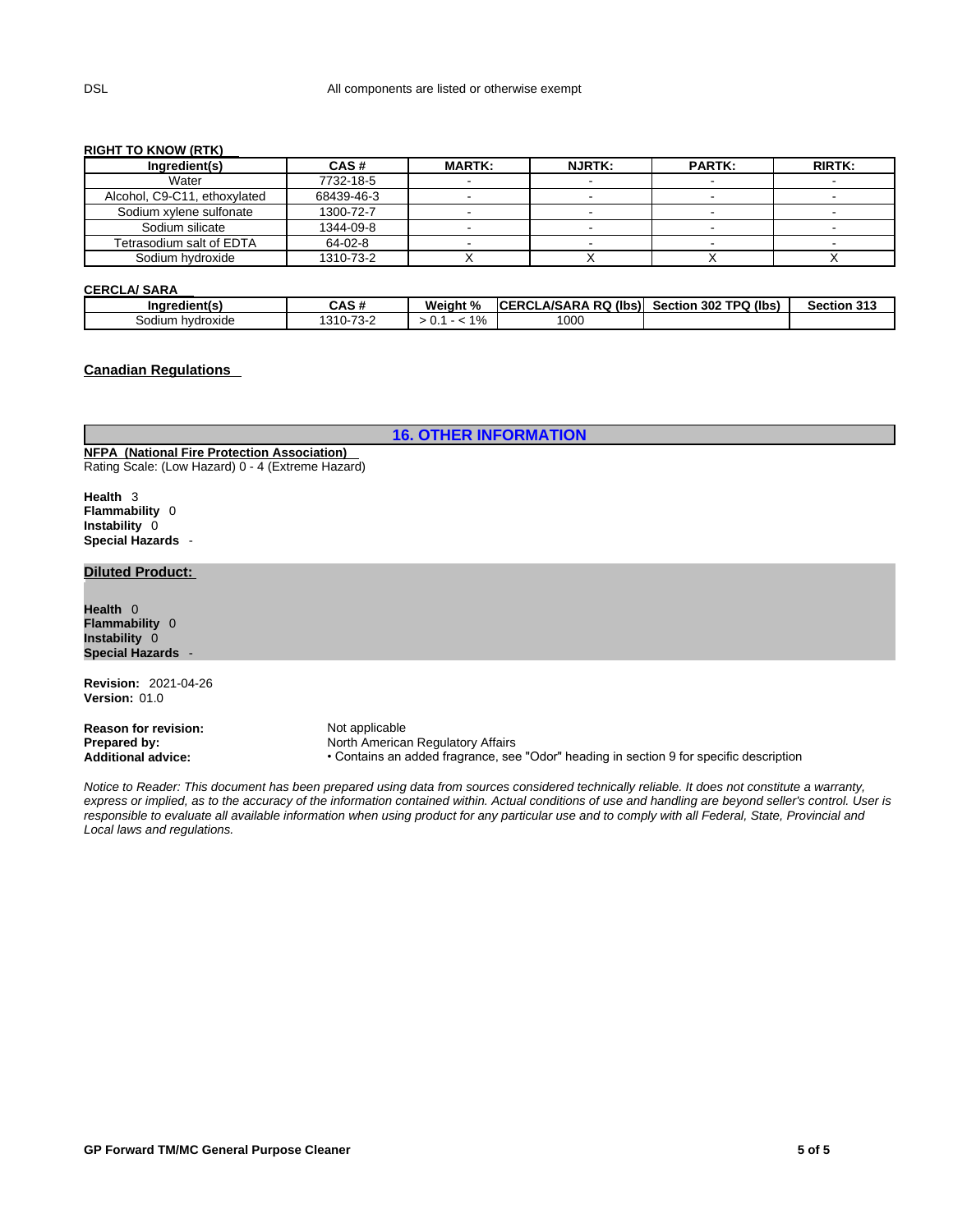| | |
|---|---|
| DSL | All components are listed or otherwise exempt |

**RIGHT TO KNOW (RTK)**

| Ingredient(s) | CAS # | MARTK: | NJRTK: | PARTK: | RIRTK: |
|---|---|---|---|---|---|
| Water | 7732-18-5 | - | - | - | - |
| Alcohol, C9-C11, ethoxylated | 68439-46-3 | - | - | - | - |
| Sodium xylene sulfonate | 1300-72-7 | - | - | - | - |
| Sodium silicate | 1344-09-8 | - | - | - | - |
| Tetrasodium salt of EDTA | 64-02-8 | - | - | - | - |
| Sodium hydroxide | 1310-73-2 | X | X | X | X |

**CERCLA/ SARA**

| Ingredient(s) | CAS # | Weight % | CERCLA/SARA RQ (lbs) | Section 302 TPQ (lbs) | Section 313 |
|---|---|---|---|---|---|
| Sodium hydroxide | 1310-73-2 | > 0.1 - < 1% | 1000 | | |

**Canadian Regulations**

## 16. OTHER INFORMATION

**NFPA (National Fire Protection Association)**
Rating Scale: (Low Hazard) 0 - 4 (Extreme Hazard)

**Health** 3
**Flammability** 0
**Instability** 0
**Special Hazards** -

**Diluted Product:**

**Health** 0
**Flammability** 0
**Instability** 0
**Special Hazards** -

**Revision:** 2021-04-26
**Version:** 01.0

**Reason for revision:** Not applicable
**Prepared by:** North American Regulatory Affairs
**Additional advice:** • Contains an added fragrance, see "Odor" heading in section 9 for specific description

*Notice to Reader: This document has been prepared using data from sources considered technically reliable. It does not constitute a warranty, express or implied, as to the accuracy of the information contained within. Actual conditions of use and handling are beyond seller's control. User is responsible to evaluate all available information when using product for any particular use and to comply with all Federal, State, Provincial and Local laws and regulations.*